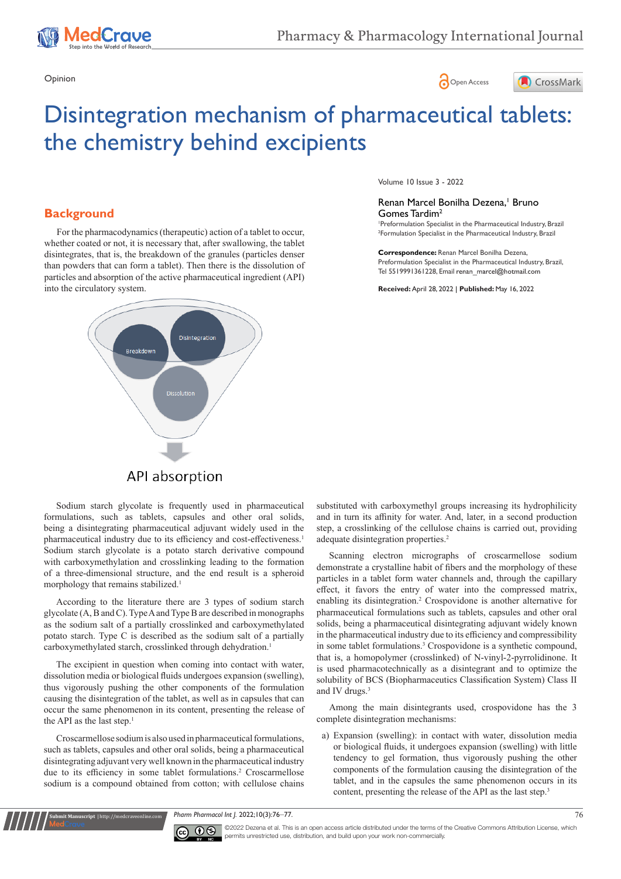Opinion

# Disintegration mechanism of pharmaceutical tablets: the chemistry behind excipients

Renan Marcel Bonilha Dezena,[1] Bruno Gomes Tardim[2]

[1]Preformulation Specialist in the Pharmaceutical Industry, Brazil
[2]Formulation Specialist in the Pharmaceutical Industry, Brazil

**Correspondence:** Renan Marcel Bonilha Dezena, Preformulation Specialist in the Pharmaceutical Industry, Brazil, Tel 5519991361228, Email renan_marcel@hotmail.com

**Received:** April 28, 2022 | **Published:** May 16, 2022

## Background

For the pharmacodynamics (therapeutic) action of a tablet to occur, whether coated or not, it is necessary that, after swallowing, the tablet disintegrates, that is, the breakdown of the granules (particles denser than powders that can form a tablet). Then there is the dissolution of particles and absorption of the active pharmaceutical ingredient (API) into the circulatory system.

Breakdown

Disintegration

Dissolution

API absorption

Sodium starch glycolate is frequently used in pharmaceutical formulations, such as tablets, capsules and other oral solids, being a disintegrating pharmaceutical adjuvant widely used in the pharmaceutical industry due to its efficiency and cost-effectiveness.[1] Sodium starch glycolate is a potato starch derivative compound with carboxymethylation and crosslinking leading to the formation of a three-dimensional structure, and the end result is a spheroid morphology that remains stabilized.[1]

According to the literature there are 3 types of sodium starch glycolate (A, B and C). Type A and Type B are described in monographs as the sodium salt of a partially crosslinked and carboxymethylated potato starch. Type C is described as the sodium salt of a partially carboxymethylated starch, crosslinked through dehydration.[1]

The excipient in question when coming into contact with water, dissolution media or biological fluids undergoes expansion (swelling), thus vigorously pushing the other components of the formulation causing the disintegration of the tablet, as well as in capsules that can occur the same phenomenon in its content, presenting the release of the API as the last step.[1]

Croscarmellose sodium is also used in pharmaceutical formulations, such as tablets, capsules and other oral solids, being a pharmaceutical disintegrating adjuvant very well known in the pharmaceutical industry due to its efficiency in some tablet formulations.[2] Croscarmellose sodium is a compound obtained from cotton; with cellulose chains substituted with carboxymethyl groups increasing its hydrophilicity and in turn its affinity for water. And, later, in a second production step, a crosslinking of the cellulose chains is carried out, providing adequate disintegration properties.[2]

Scanning electron micrographs of croscarmellose sodium demonstrate a crystalline habit of fibers and the morphology of these particles in a tablet form water channels and, through the capillary effect, it favors the entry of water into the compressed matrix, enabling its disintegration.[2] Crospovidone is another alternative for pharmaceutical formulations such as tablets, capsules and other oral solids, being a pharmaceutical disintegrating adjuvant widely known in the pharmaceutical industry due to its efficiency and compressibility in some tablet formulations.[3] Crospovidone is a synthetic compound, that is, a homopolymer (crosslinked) of N-vinyl-2-pyrrolidinone. It is used pharmacotechnically as a disintegrant and to optimize the solubility of BCS (Biopharmaceutics Classification System) Class II and IV drugs.[3]

Among the main disintegrants used, crospovidone has the 3 complete disintegration mechanisms:

a) Expansion (swelling): in contact with water, dissolution media or biological fluids, it undergoes expansion (swelling) with little tendency to gel formation, thus vigorously pushing the other components of the formulation causing the disintegration of the tablet, and in the capsules the same phenomenon occurs in its content, presenting the release of the API as the last step.[3]

©2022 Dezena et al. This is an open access article distributed under the terms of the Creative Commons Attribution License, which permits unrestricted use, distribution, and build upon your work non-commercially.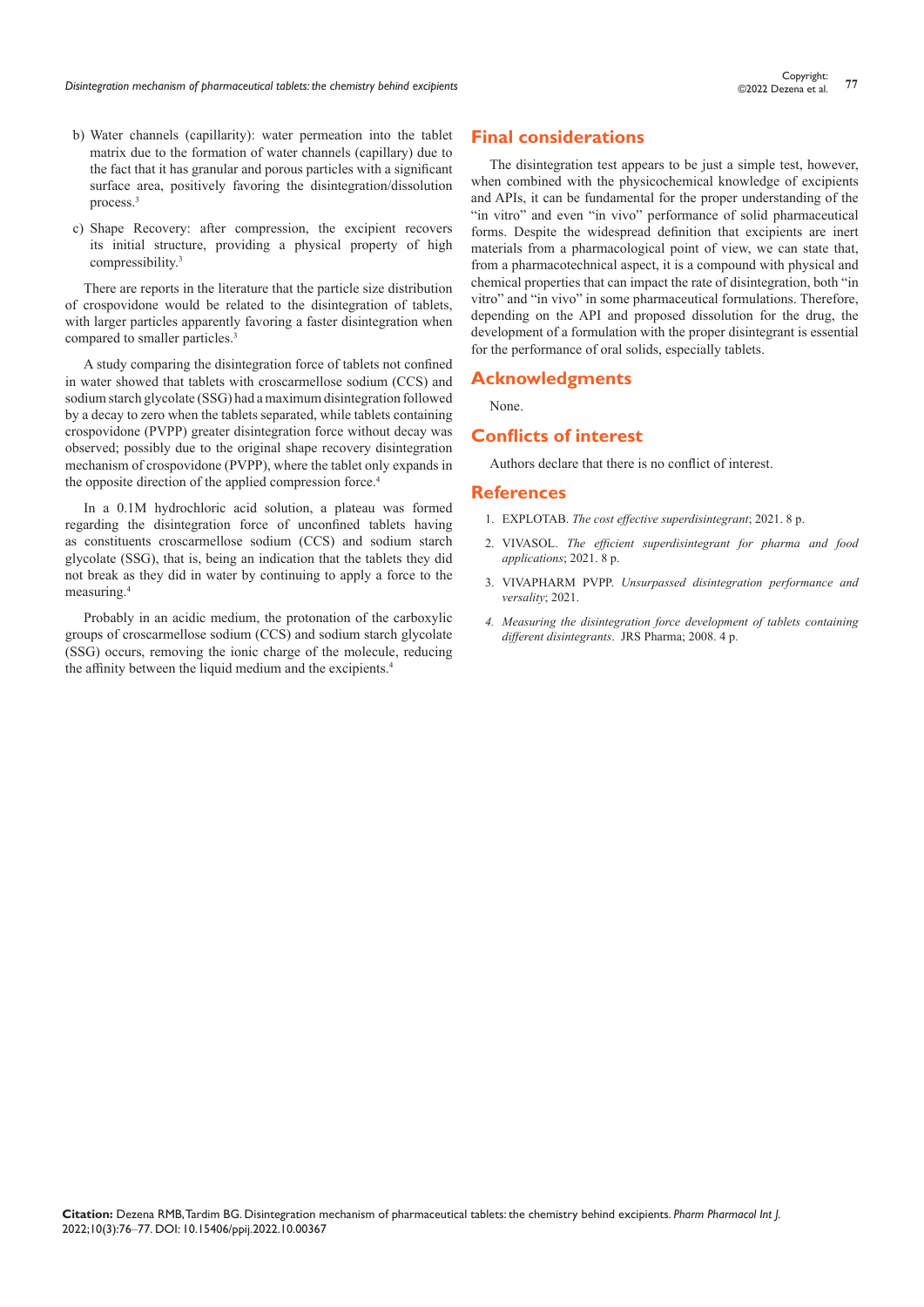b) Water channels (capillarity): water permeation into the tablet matrix due to the formation of water channels (capillary) due to the fact that it has granular and porous particles with a significant surface area, positively favoring the disintegration/dissolution process.[3]

c) Shape Recovery: after compression, the excipient recovers its initial structure, providing a physical property of high compressibility.[3]

There are reports in the literature that the particle size distribution of crospovidone would be related to the disintegration of tablets, with larger particles apparently favoring a faster disintegration when compared to smaller particles.[3]

A study comparing the disintegration force of tablets not confined in water showed that tablets with croscarmellose sodium (CCS) and sodium starch glycolate (SSG) had a maximum disintegration followed by a decay to zero when the tablets separated, while tablets containing crospovidone (PVPP) greater disintegration force without decay was observed; possibly due to the original shape recovery disintegration mechanism of crospovidone (PVPP), where the tablet only expands in the opposite direction of the applied compression force.[4]

In a 0.1M hydrochloric acid solution, a plateau was formed regarding the disintegration force of unconfined tablets having as constituents croscarmellose sodium (CCS) and sodium starch glycolate (SSG), that is, being an indication that the tablets they did not break as they did in water by continuing to apply a force to the measuring.[4]

Probably in an acidic medium, the protonation of the carboxylic groups of croscarmellose sodium (CCS) and sodium starch glycolate (SSG) occurs, removing the ionic charge of the molecule, reducing the affinity between the liquid medium and the excipients.[4]

## Final considerations

The disintegration test appears to be just a simple test, however, when combined with the physicochemical knowledge of excipients and APIs, it can be fundamental for the proper understanding of the "in vitro" and even "in vivo" performance of solid pharmaceutical forms. Despite the widespread definition that excipients are inert materials from a pharmacological point of view, we can state that, from a pharmacotechnical aspect, it is a compound with physical and chemical properties that can impact the rate of disintegration, both "in vitro" and "in vivo" in some pharmaceutical formulations. Therefore, depending on the API and proposed dissolution for the drug, the development of a formulation with the proper disintegrant is essential for the performance of oral solids, especially tablets.

## Acknowledgments

None.

## Conflicts of interest

Authors declare that there is no conflict of interest.

## References

1. EXPLOTAB. *The cost effective superdisintegrant*; 2021. 8 p.
2. VIVASOL. *The efficient superdisintegrant for pharma and food applications*; 2021. 8 p.
3. VIVAPHARM PVPP. *Unsurpassed disintegration performance and versality*; 2021.
4. *Measuring the disintegration force development of tablets containing different disintegrants*. JRS Pharma; 2008. 4 p.